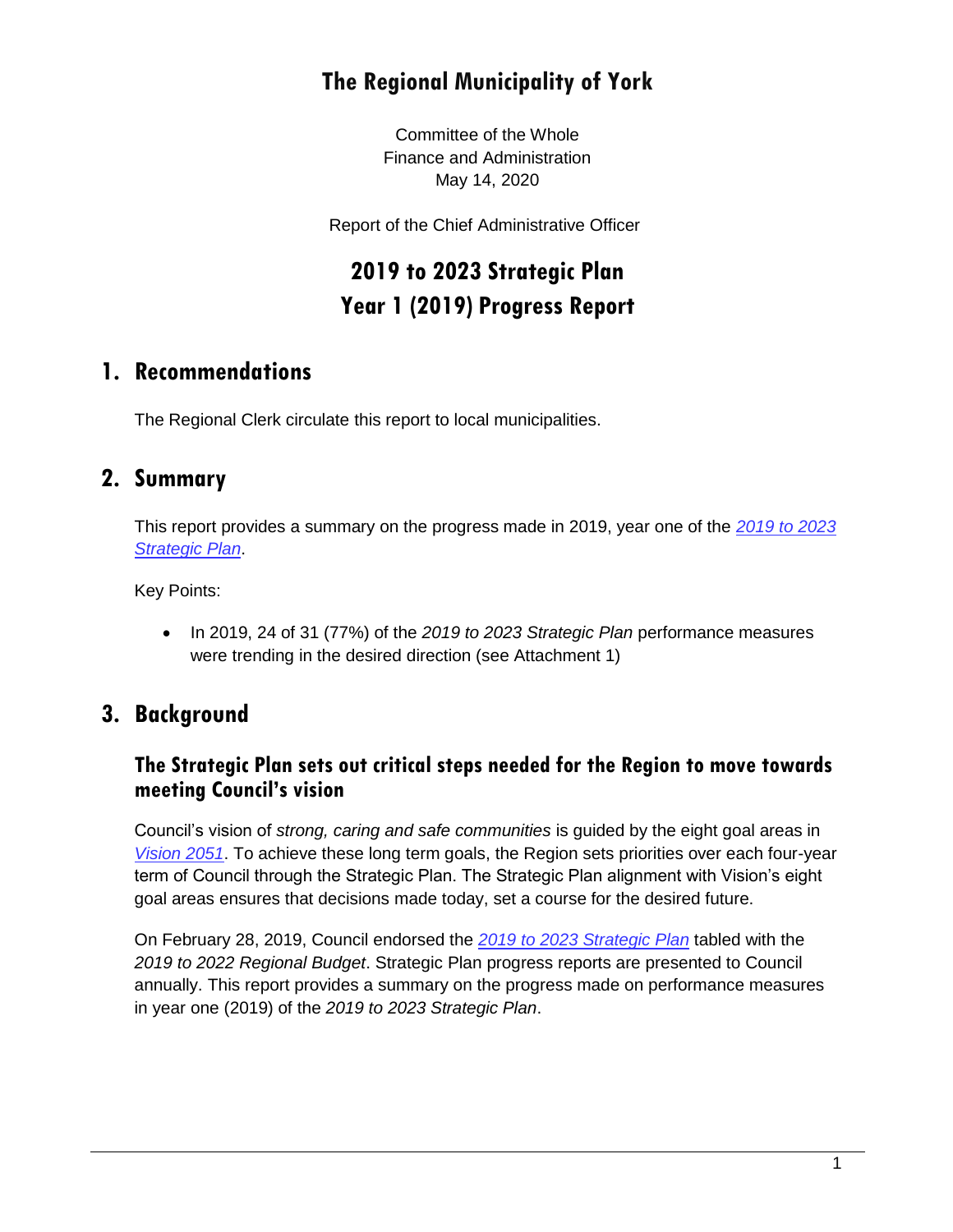# The Regional Municipality of York

Committee of the Whole
Finance and Administration
May 14, 2020

Report of the Chief Administrative Officer

# 2019 to 2023 Strategic Plan
# Year 1 (2019) Progress Report

## 1. Recommendations

The Regional Clerk circulate this report to local municipalities.

## 2. Summary

This report provides a summary on the progress made in 2019, year one of the *2019 to 2023 Strategic Plan*.

Key Points:

- In 2019, 24 of 31 (77%) of the *2019 to 2023 Strategic Plan* performance measures were trending in the desired direction (see Attachment 1)

## 3. Background

### The Strategic Plan sets out critical steps needed for the Region to move towards meeting Council's vision

Council's vision of *strong, caring and safe communities* is guided by the eight goal areas in *Vision 2051*. To achieve these long term goals, the Region sets priorities over each four-year term of Council through the Strategic Plan. The Strategic Plan alignment with Vision's eight goal areas ensures that decisions made today, set a course for the desired future.

On February 28, 2019, Council endorsed the *2019 to 2023 Strategic Plan* tabled with the *2019 to 2022 Regional Budget*. Strategic Plan progress reports are presented to Council annually. This report provides a summary on the progress made on performance measures in year one (2019) of the *2019 to 2023 Strategic Plan*.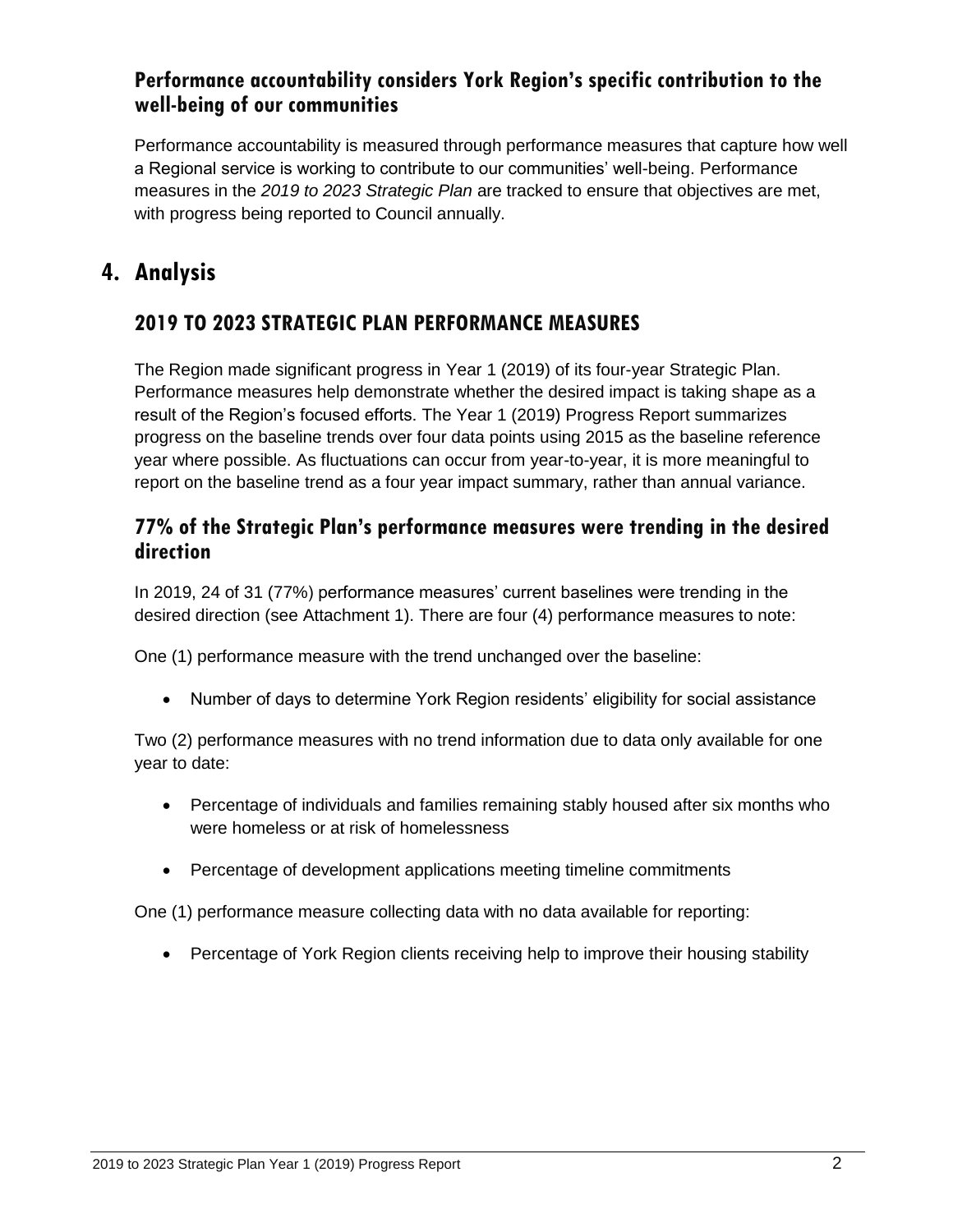### Performance accountability considers York Region's specific contribution to the well-being of our communities

Performance accountability is measured through performance measures that capture how well a Regional service is working to contribute to our communities' well-being. Performance measures in the *2019 to 2023 Strategic Plan* are tracked to ensure that objectives are met, with progress being reported to Council annually.

# 4. Analysis

## 2019 TO 2023 STRATEGIC PLAN PERFORMANCE MEASURES

The Region made significant progress in Year 1 (2019) of its four-year Strategic Plan. Performance measures help demonstrate whether the desired impact is taking shape as a result of the Region's focused efforts. The Year 1 (2019) Progress Report summarizes progress on the baseline trends over four data points using 2015 as the baseline reference year where possible. As fluctuations can occur from year-to-year, it is more meaningful to report on the baseline trend as a four year impact summary, rather than annual variance.

### 77% of the Strategic Plan's performance measures were trending in the desired direction

In 2019, 24 of 31 (77%) performance measures' current baselines were trending in the desired direction (see Attachment 1). There are four (4) performance measures to note:

One (1) performance measure with the trend unchanged over the baseline:

- Number of days to determine York Region residents' eligibility for social assistance

Two (2) performance measures with no trend information due to data only available for one year to date:

- Percentage of individuals and families remaining stably housed after six months who were homeless or at risk of homelessness
- Percentage of development applications meeting timeline commitments

One (1) performance measure collecting data with no data available for reporting:

- Percentage of York Region clients receiving help to improve their housing stability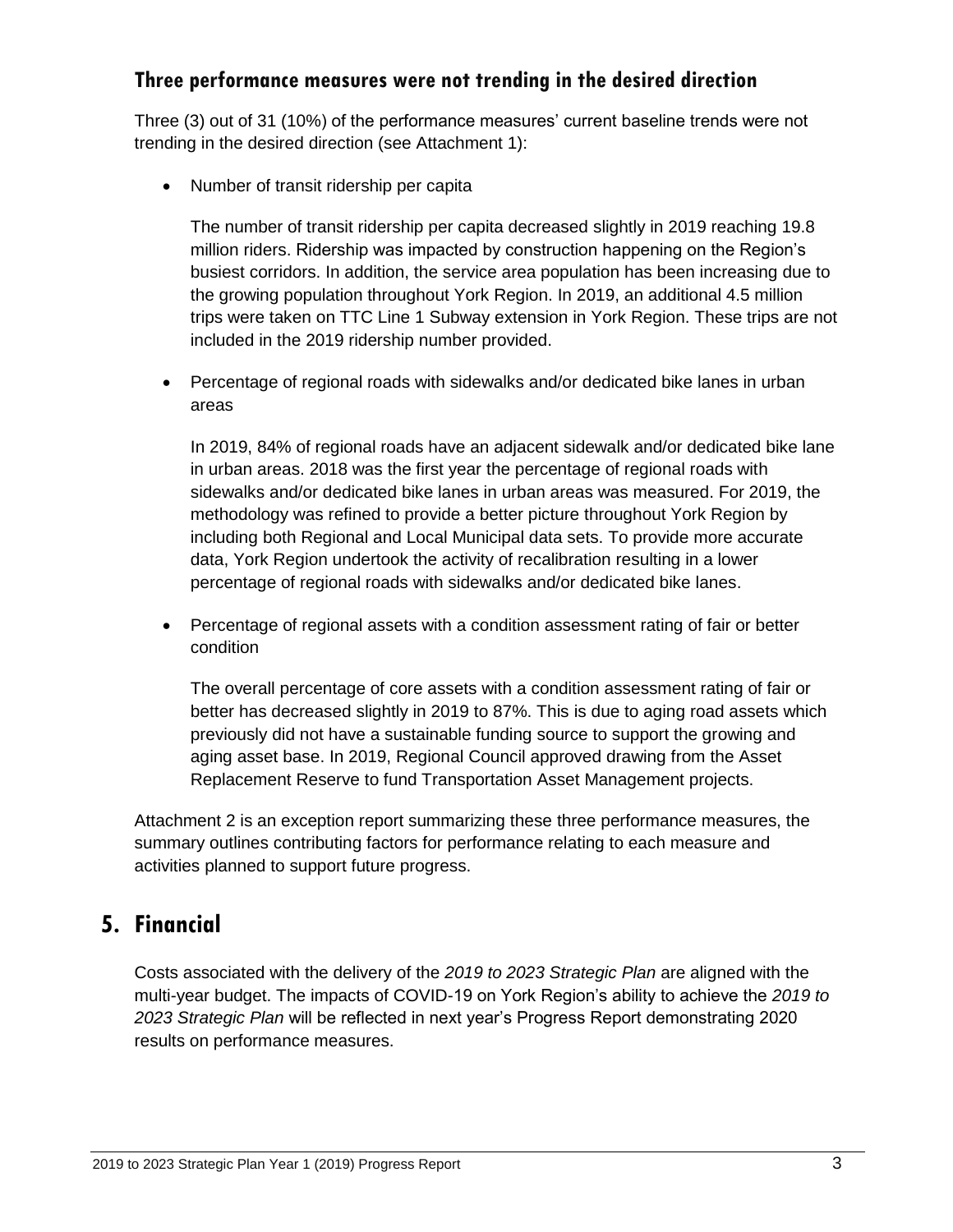### Three performance measures were not trending in the desired direction

Three (3) out of 31 (10%) of the performance measures' current baseline trends were not trending in the desired direction (see Attachment 1):

- Number of transit ridership per capita

  The number of transit ridership per capita decreased slightly in 2019 reaching 19.8 million riders. Ridership was impacted by construction happening on the Region's busiest corridors. In addition, the service area population has been increasing due to the growing population throughout York Region. In 2019, an additional 4.5 million trips were taken on TTC Line 1 Subway extension in York Region. These trips are not included in the 2019 ridership number provided.

- Percentage of regional roads with sidewalks and/or dedicated bike lanes in urban areas

  In 2019, 84% of regional roads have an adjacent sidewalk and/or dedicated bike lane in urban areas. 2018 was the first year the percentage of regional roads with sidewalks and/or dedicated bike lanes in urban areas was measured. For 2019, the methodology was refined to provide a better picture throughout York Region by including both Regional and Local Municipal data sets. To provide more accurate data, York Region undertook the activity of recalibration resulting in a lower percentage of regional roads with sidewalks and/or dedicated bike lanes.

- Percentage of regional assets with a condition assessment rating of fair or better condition

  The overall percentage of core assets with a condition assessment rating of fair or better has decreased slightly in 2019 to 87%. This is due to aging road assets which previously did not have a sustainable funding source to support the growing and aging asset base. In 2019, Regional Council approved drawing from the Asset Replacement Reserve to fund Transportation Asset Management projects.

Attachment 2 is an exception report summarizing these three performance measures, the summary outlines contributing factors for performance relating to each measure and activities planned to support future progress.

## 5. Financial

Costs associated with the delivery of the *2019 to 2023 Strategic Plan* are aligned with the multi-year budget. The impacts of COVID-19 on York Region's ability to achieve the *2019 to 2023 Strategic Plan* will be reflected in next year's Progress Report demonstrating 2020 results on performance measures.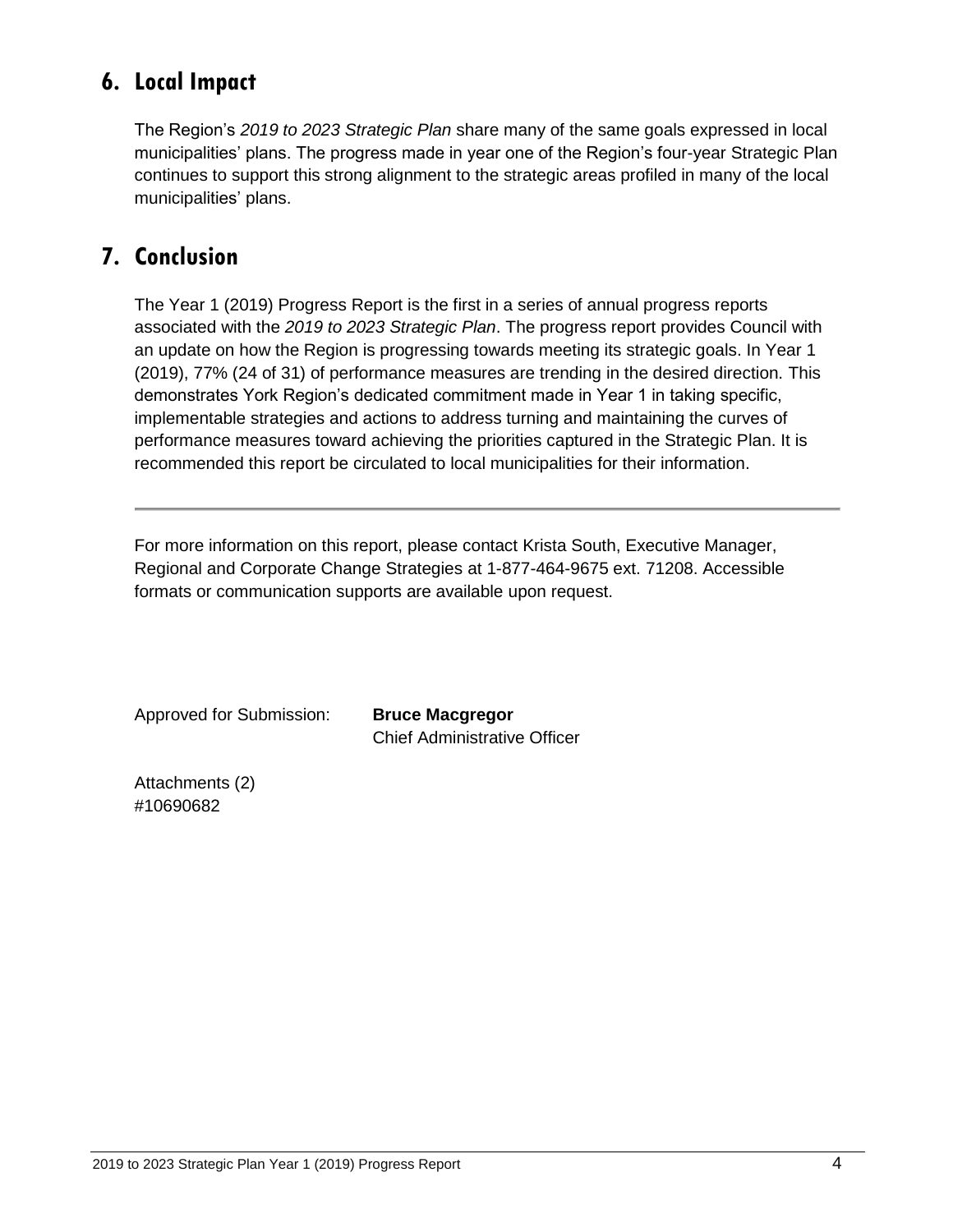## 6. Local Impact

The Region's *2019 to 2023 Strategic Plan* share many of the same goals expressed in local municipalities' plans. The progress made in year one of the Region's four-year Strategic Plan continues to support this strong alignment to the strategic areas profiled in many of the local municipalities' plans.

## 7. Conclusion

The Year 1 (2019) Progress Report is the first in a series of annual progress reports associated with the *2019 to 2023 Strategic Plan*. The progress report provides Council with an update on how the Region is progressing towards meeting its strategic goals. In Year 1 (2019), 77% (24 of 31) of performance measures are trending in the desired direction. This demonstrates York Region's dedicated commitment made in Year 1 in taking specific, implementable strategies and actions to address turning and maintaining the curves of performance measures toward achieving the priorities captured in the Strategic Plan. It is recommended this report be circulated to local municipalities for their information.

---

For more information on this report, please contact Krista South, Executive Manager, Regional and Corporate Change Strategies at 1-877-464-9675 ext. 71208. Accessible formats or communication supports are available upon request.

Approved for Submission: **Bruce Macgregor**
Chief Administrative Officer

Attachments (2)
#10690682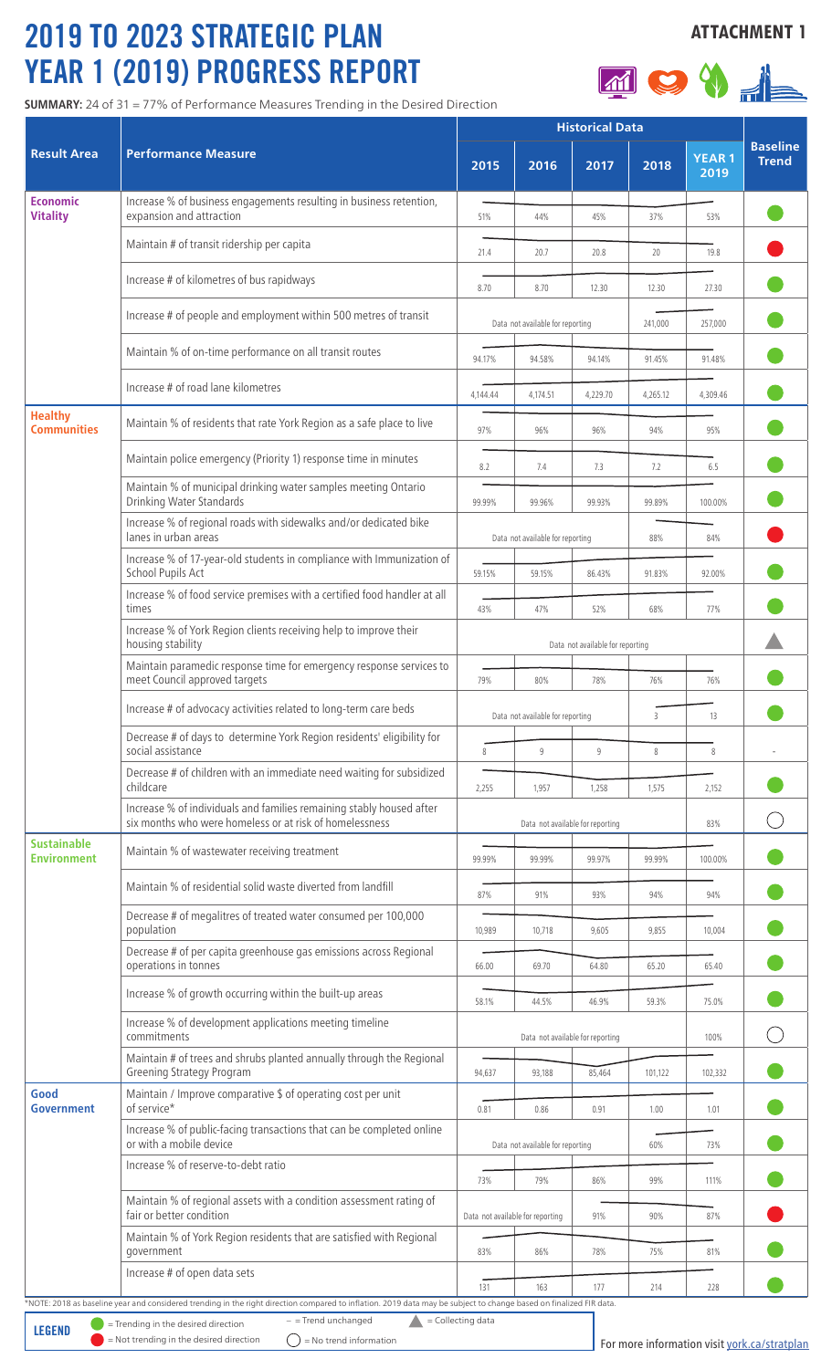# 2019 TO 2023 STRATEGIC PLAN YEAR 1 (2019) PROGRESS REPORT

**ATTACHMENT 1**

**SUMMARY:** 24 of 31 = 77% of Performance Measures Trending in the Desired Direction

| Result Area | Performance Measure | Historical Data 2015 | 2016 | 2017 | 2018 | YEAR 1 2019 | Baseline Trend |
|---|---|---|---|---|---|---|---|
| **Economic Vitality** | Increase % of business engagements resulting in business retention, expansion and attraction | 51% | 44% | 45% | 37% | 53% | Trending in the desired direction |
| | Maintain # of transit ridership per capita | 21.4 | 20.7 | 20.8 | 20 | 19.8 | Not trending in the desired direction |
| | Increase # of kilometres of bus rapidways | 8.70 | 8.70 | 12.30 | 12.30 | 27.30 | Trending in the desired direction |
| | Increase # of people and employment within 500 metres of transit | Data not available for reporting | | | 241,000 | 257,000 | Trending in the desired direction |
| | Maintain % of on-time performance on all transit routes | 94.17% | 94.58% | 94.14% | 91.45% | 91.48% | Trending in the desired direction |
| | Increase # of road lane kilometres | 4,144.44 | 4,174.51 | 4,229.70 | 4,265.12 | 4,309.46 | Trending in the desired direction |
| **Healthy Communities** | Maintain % of residents that rate York Region as a safe place to live | 97% | 96% | 96% | 94% | 95% | Trending in the desired direction |
| | Maintain police emergency (Priority 1) response time in minutes | 8.2 | 7.4 | 7.3 | 7.2 | 6.5 | Trending in the desired direction |
| | Maintain % of municipal drinking water samples meeting Ontario Drinking Water Standards | 99.99% | 99.96% | 99.93% | 99.89% | 100.00% | Trending in the desired direction |
| | Increase % of regional roads with sidewalks and/or dedicated bike lanes in urban areas | Data not available for reporting | | | 88% | 84% | Not trending in the desired direction |
| | Increase % of 17-year-old students in compliance with Immunization of School Pupils Act | 59.15% | 59.15% | 86.43% | 91.83% | 92.00% | Trending in the desired direction |
| | Increase % of food service premises with a certified food handler at all times | 43% | 47% | 52% | 68% | 77% | Trending in the desired direction |
| | Increase % of York Region clients receiving help to improve their housing stability | Data not available for reporting | | | | | Collecting data |
| | Maintain paramedic response time for emergency response services to meet Council approved targets | 79% | 80% | 78% | 76% | 76% | Trending in the desired direction |
| | Increase # of advocacy activities related to long-term care beds | Data not available for reporting | | | 3 | 13 | Trending in the desired direction |
| | Decrease # of days to determine York Region residents' eligibility for social assistance | 8 | 9 | 9 | 8 | 8 | - |
| | Decrease # of children with an immediate need waiting for subsidized childcare | 2,255 | 1,957 | 1,258 | 1,575 | 2,152 | Trending in the desired direction |
| | Increase % of individuals and families remaining stably housed after six months who were homeless or at risk of homelessness | Data not available for reporting | | | | 83% | No trend information |
| **Sustainable Environment** | Maintain % of wastewater receiving treatment | 99.99% | 99.99% | 99.97% | 99.99% | 100.00% | Trending in the desired direction |
| | Maintain % of residential solid waste diverted from landfill | 87% | 91% | 93% | 94% | 94% | Trending in the desired direction |
| | Decrease # of megalitres of treated water consumed per 100,000 population | 10,989 | 10,718 | 9,605 | 9,855 | 10,004 | Trending in the desired direction |
| | Decrease # of per capita greenhouse gas emissions across Regional operations in tonnes | 66.00 | 69.70 | 64.80 | 65.20 | 65.40 | Trending in the desired direction |
| | Increase % of growth occurring within the built-up areas | 58.1% | 44.5% | 46.9% | 59.3% | 75.0% | Trending in the desired direction |
| | Increase % of development applications meeting timeline commitments | Data not available for reporting | | | | 100% | No trend information |
| | Maintain # of trees and shrubs planted annually through the Regional Greening Strategy Program | 94,637 | 93,188 | 85,464 | 101,122 | 102,332 | Trending in the desired direction |
| **Good Government** | Maintain / Improve comparative $ of operating cost per unit of service* | 0.81 | 0.86 | 0.91 | 1.00 | 1.01 | Trending in the desired direction |
| | Increase % of public-facing transactions that can be completed online or with a mobile device | Data not available for reporting | | | 60% | 73% | Trending in the desired direction |
| | Increase % of reserve-to-debt ratio | 73% | 79% | 86% | 99% | 111% | Trending in the desired direction |
| | Maintain % of regional assets with a condition assessment rating of fair or better condition | Data not available for reporting | | 91% | 90% | 87% | Not trending in the desired direction |
| | Maintain % of York Region residents that are satisfied with Regional government | 83% | 86% | 78% | 75% | 81% | Trending in the desired direction |
| | Increase # of open data sets | 131 | 163 | 177 | 214 | 228 | Trending in the desired direction |

*NOTE: 2018 as baseline year and considered trending in the right direction compared to inflation. 2019 data may be subject to change based on finalized FIR data.

**LEGEND**
- ● (green) = Trending in the desired direction
- ● (red) = Not trending in the desired direction
- – = Trend unchanged
- ○ = No trend information
- ▲ = Collecting data

For more information visit york.ca/stratplan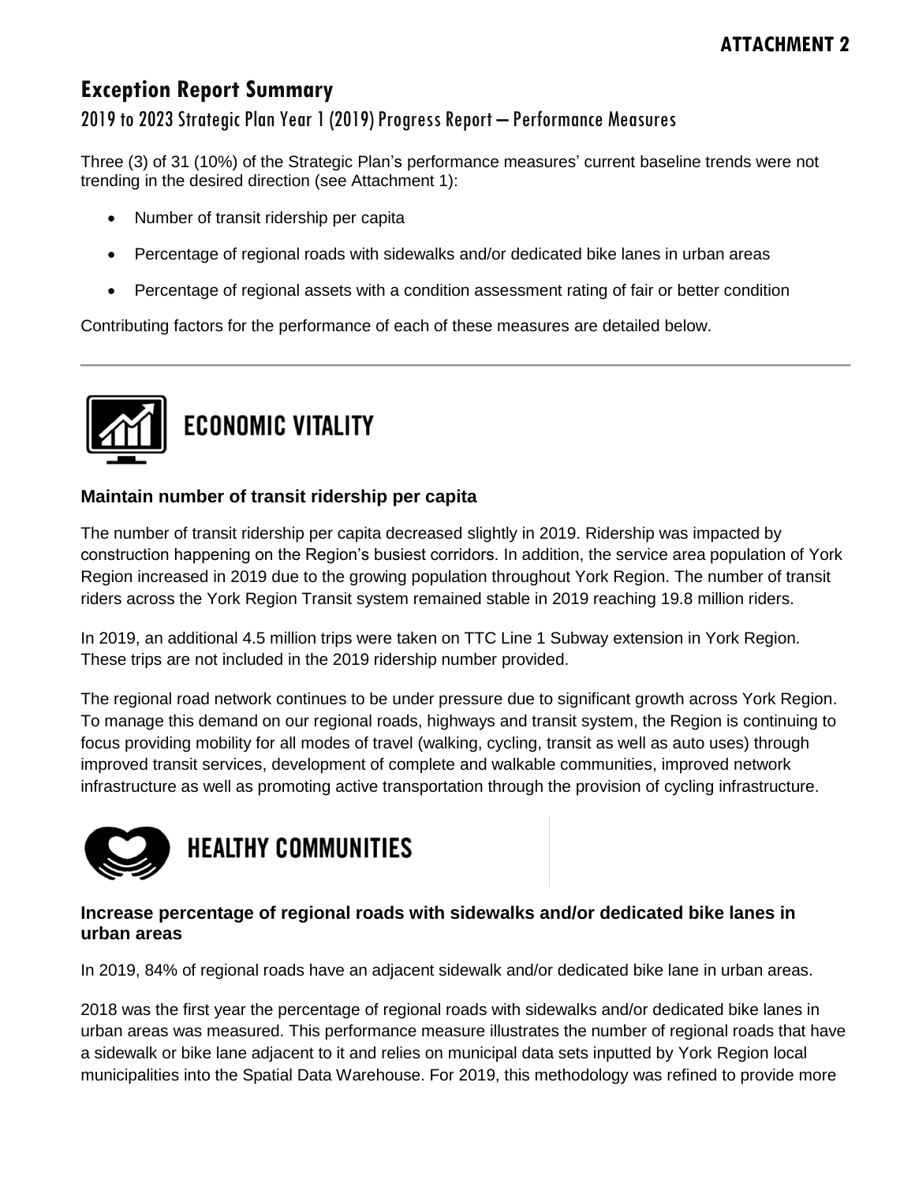**ATTACHMENT 2**

# Exception Report Summary

## 2019 to 2023 Strategic Plan Year 1 (2019) Progress Report – Performance Measures

Three (3) of 31 (10%) of the Strategic Plan's performance measures' current baseline trends were not trending in the desired direction (see Attachment 1):

- Number of transit ridership per capita
- Percentage of regional roads with sidewalks and/or dedicated bike lanes in urban areas
- Percentage of regional assets with a condition assessment rating of fair or better condition

Contributing factors for the performance of each of these measures are detailed below.

---

## ECONOMIC VITALITY

### Maintain number of transit ridership per capita

The number of transit ridership per capita decreased slightly in 2019. Ridership was impacted by construction happening on the Region's busiest corridors. In addition, the service area population of York Region increased in 2019 due to the growing population throughout York Region. The number of transit riders across the York Region Transit system remained stable in 2019 reaching 19.8 million riders.

In 2019, an additional 4.5 million trips were taken on TTC Line 1 Subway extension in York Region. These trips are not included in the 2019 ridership number provided.

The regional road network continues to be under pressure due to significant growth across York Region. To manage this demand on our regional roads, highways and transit system, the Region is continuing to focus providing mobility for all modes of travel (walking, cycling, transit as well as auto uses) through improved transit services, development of complete and walkable communities, improved network infrastructure as well as promoting active transportation through the provision of cycling infrastructure.

## HEALTHY COMMUNITIES

### Increase percentage of regional roads with sidewalks and/or dedicated bike lanes in urban areas

In 2019, 84% of regional roads have an adjacent sidewalk and/or dedicated bike lane in urban areas.

2018 was the first year the percentage of regional roads with sidewalks and/or dedicated bike lanes in urban areas was measured. This performance measure illustrates the number of regional roads that have a sidewalk or bike lane adjacent to it and relies on municipal data sets inputted by York Region local municipalities into the Spatial Data Warehouse. For 2019, this methodology was refined to provide more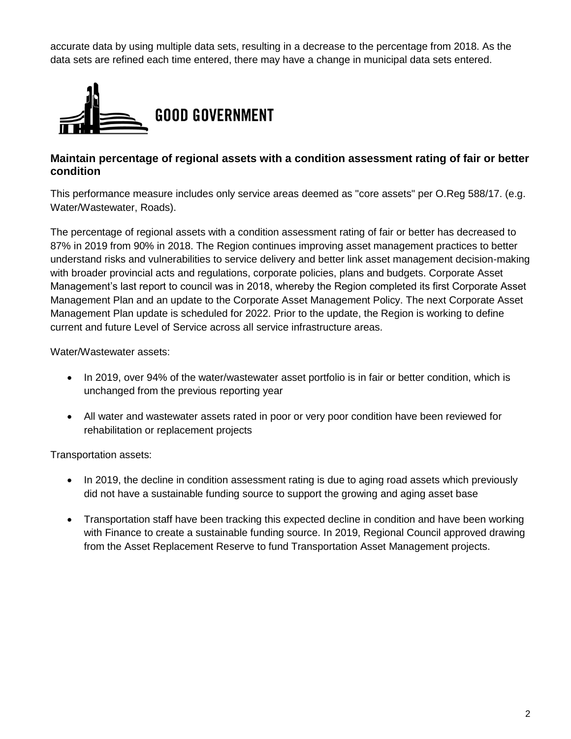accurate data by using multiple data sets, resulting in a decrease to the percentage from 2018. As the data sets are refined each time entered, there may have a change in municipal data sets entered.

## GOOD GOVERNMENT

### Maintain percentage of regional assets with a condition assessment rating of fair or better condition

This performance measure includes only service areas deemed as "core assets" per O.Reg 588/17. (e.g. Water/Wastewater, Roads).

The percentage of regional assets with a condition assessment rating of fair or better has decreased to 87% in 2019 from 90% in 2018. The Region continues improving asset management practices to better understand risks and vulnerabilities to service delivery and better link asset management decision-making with broader provincial acts and regulations, corporate policies, plans and budgets. Corporate Asset Management's last report to council was in 2018, whereby the Region completed its first Corporate Asset Management Plan and an update to the Corporate Asset Management Policy. The next Corporate Asset Management Plan update is scheduled for 2022. Prior to the update, the Region is working to define current and future Level of Service across all service infrastructure areas.

Water/Wastewater assets:

- In 2019, over 94% of the water/wastewater asset portfolio is in fair or better condition, which is unchanged from the previous reporting year
- All water and wastewater assets rated in poor or very poor condition have been reviewed for rehabilitation or replacement projects

Transportation assets:

- In 2019, the decline in condition assessment rating is due to aging road assets which previously did not have a sustainable funding source to support the growing and aging asset base
- Transportation staff have been tracking this expected decline in condition and have been working with Finance to create a sustainable funding source. In 2019, Regional Council approved drawing from the Asset Replacement Reserve to fund Transportation Asset Management projects.